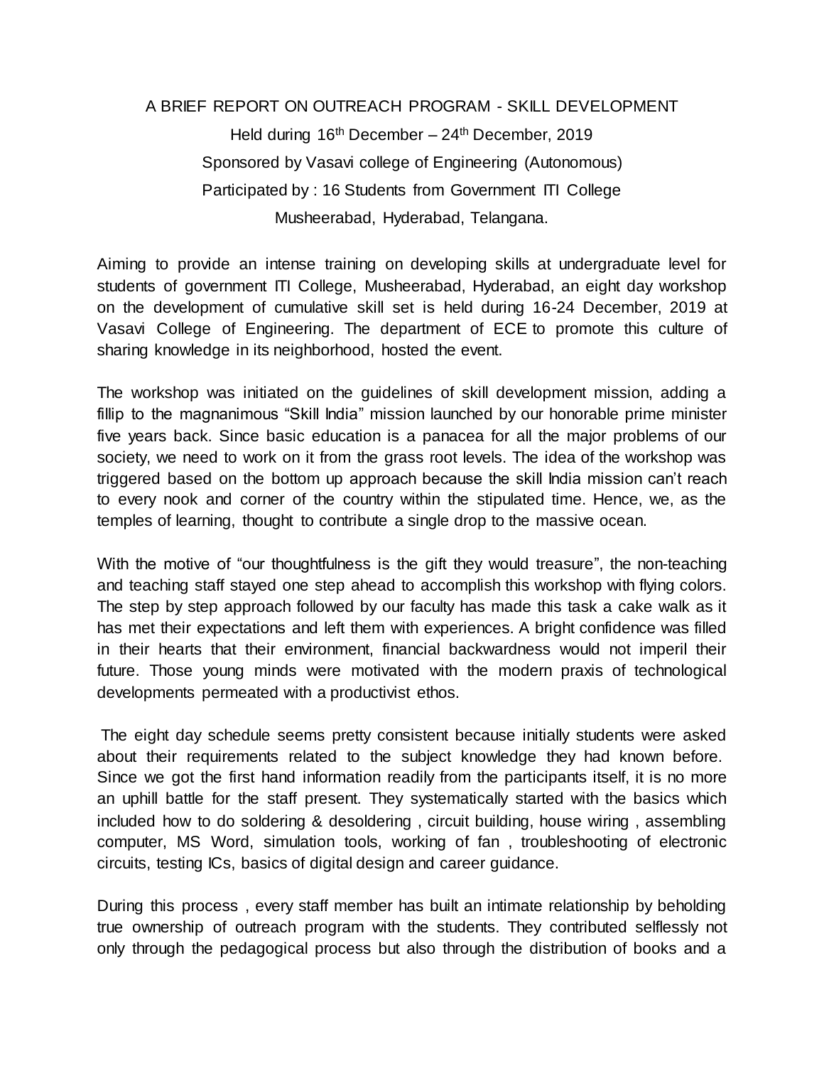# A BRIEF REPORT ON OUTREACH PROGRAM - SKILL DEVELOPMENT

Held during 16$^{th}$ December – 24$^{th}$ December, 2019

Sponsored by Vasavi college of Engineering (Autonomous)

Participated by : 16 Students from Government ITI College

Musheerabad, Hyderabad, Telangana.

Aiming to provide an intense training on developing skills at undergraduate level for students of government ITI College, Musheerabad, Hyderabad, an eight day workshop on the development of cumulative skill set is held during 16-24 December, 2019 at Vasavi College of Engineering. The department of ECE to promote this culture of sharing knowledge in its neighborhood, hosted the event.

The workshop was initiated on the guidelines of skill development mission, adding a fillip to the magnanimous "Skill India" mission launched by our honorable prime minister five years back. Since basic education is a panacea for all the major problems of our society, we need to work on it from the grass root levels. The idea of the workshop was triggered based on the bottom up approach because the skill India mission can't reach to every nook and corner of the country within the stipulated time. Hence, we, as the temples of learning, thought to contribute a single drop to the massive ocean.

With the motive of "our thoughtfulness is the gift they would treasure", the non-teaching and teaching staff stayed one step ahead to accomplish this workshop with flying colors. The step by step approach followed by our faculty has made this task a cake walk as it has met their expectations and left them with experiences. A bright confidence was filled in their hearts that their environment, financial backwardness would not imperil their future. Those young minds were motivated with the modern praxis of technological developments permeated with a productivist ethos.

The eight day schedule seems pretty consistent because initially students were asked about their requirements related to the subject knowledge they had known before. Since we got the first hand information readily from the participants itself, it is no more an uphill battle for the staff present. They systematically started with the basics which included how to do soldering & desoldering , circuit building, house wiring , assembling computer, MS Word, simulation tools, working of fan , troubleshooting of electronic circuits, testing ICs, basics of digital design and career guidance.

During this process , every staff member has built an intimate relationship by beholding true ownership of outreach program with the students. They contributed selflessly not only through the pedagogical process but also through the distribution of books and a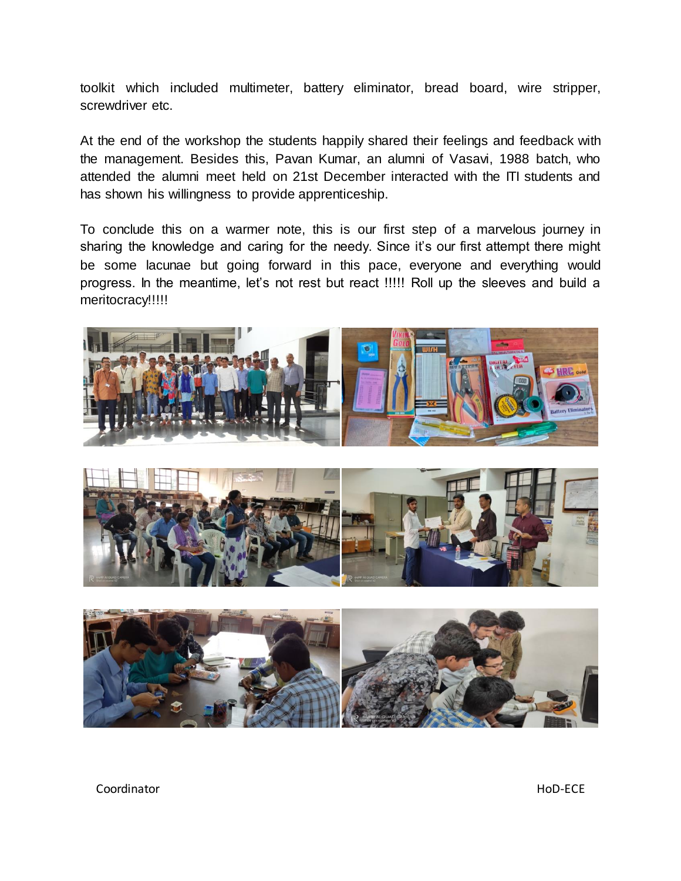toolkit which included multimeter, battery eliminator, bread board, wire stripper, screwdriver etc.

At the end of the workshop the students happily shared their feelings and feedback with the management. Besides this, Pavan Kumar, an alumni of Vasavi, 1988 batch, who attended the alumni meet held on 21st December interacted with the ITI students and has shown his willingness to provide apprenticeship.

To conclude this on a warmer note, this is our first step of a marvelous journey in sharing the knowledge and caring for the needy. Since it's our first attempt there might be some lacunae but going forward in this pace, everyone and everything would progress. In the meantime, let's not rest but react !!!!! Roll up the sleeves and build a meritocracy!!!!!

Coordinator

HoD-ECE